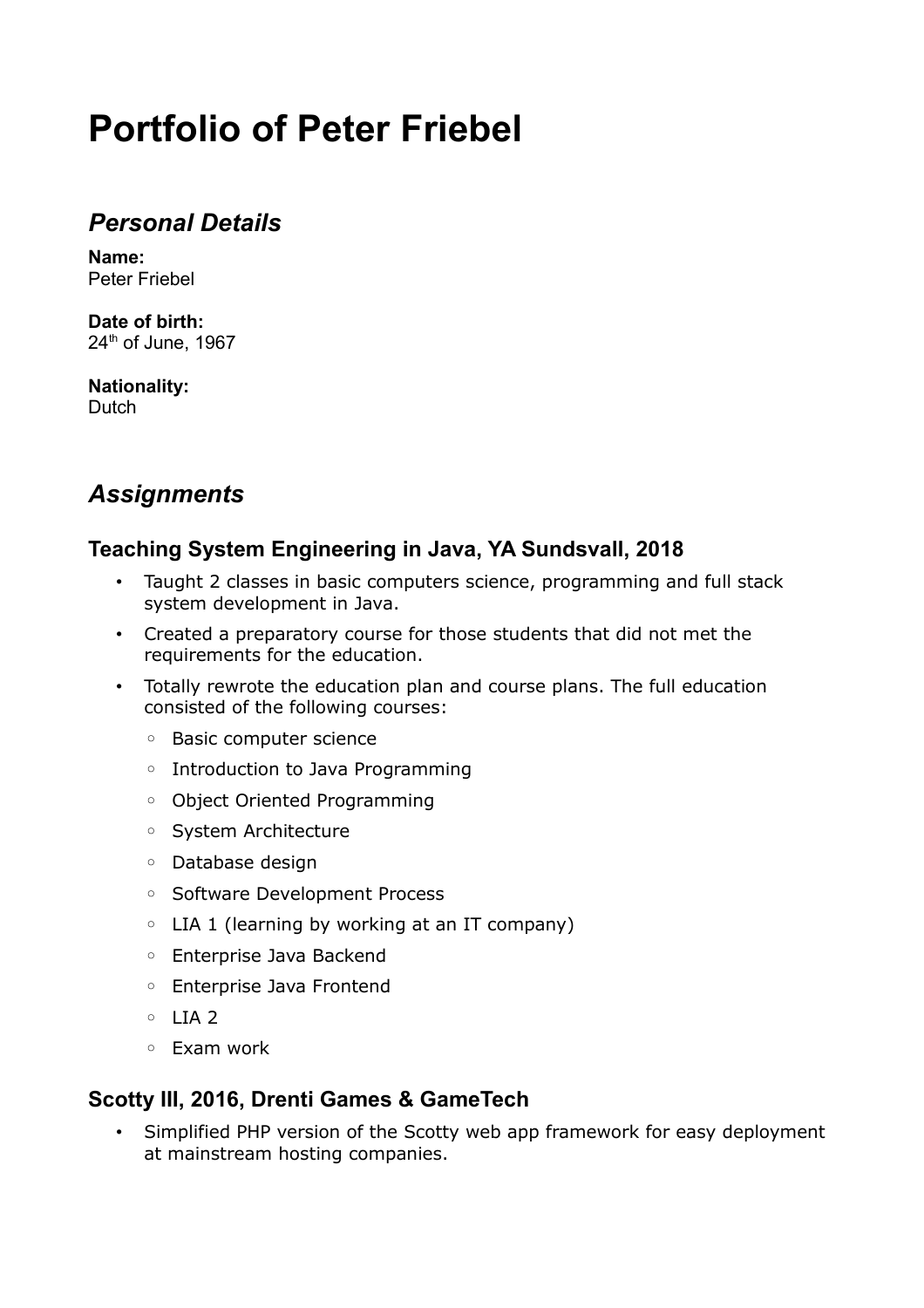# Portfolio of Peter Friebel

## *Personal Details*

**Name:**
Peter Friebel

**Date of birth:**
24th of June, 1967

**Nationality:**
Dutch

## *Assignments*

### Teaching System Engineering in Java, YA Sundsvall, 2018

- Taught 2 classes in basic computers science, programming and full stack system development in Java.
- Created a preparatory course for those students that did not met the requirements for the education.
- Totally rewrote the education plan and course plans. The full education consisted of the following courses:
  - Basic computer science
  - Introduction to Java Programming
  - Object Oriented Programming
  - System Architecture
  - Database design
  - Software Development Process
  - LIA 1 (learning by working at an IT company)
  - Enterprise Java Backend
  - Enterprise Java Frontend
  - LIA 2
  - Exam work

### Scotty III, 2016, Drenti Games & GameTech

- Simplified PHP version of the Scotty web app framework for easy deployment at mainstream hosting companies.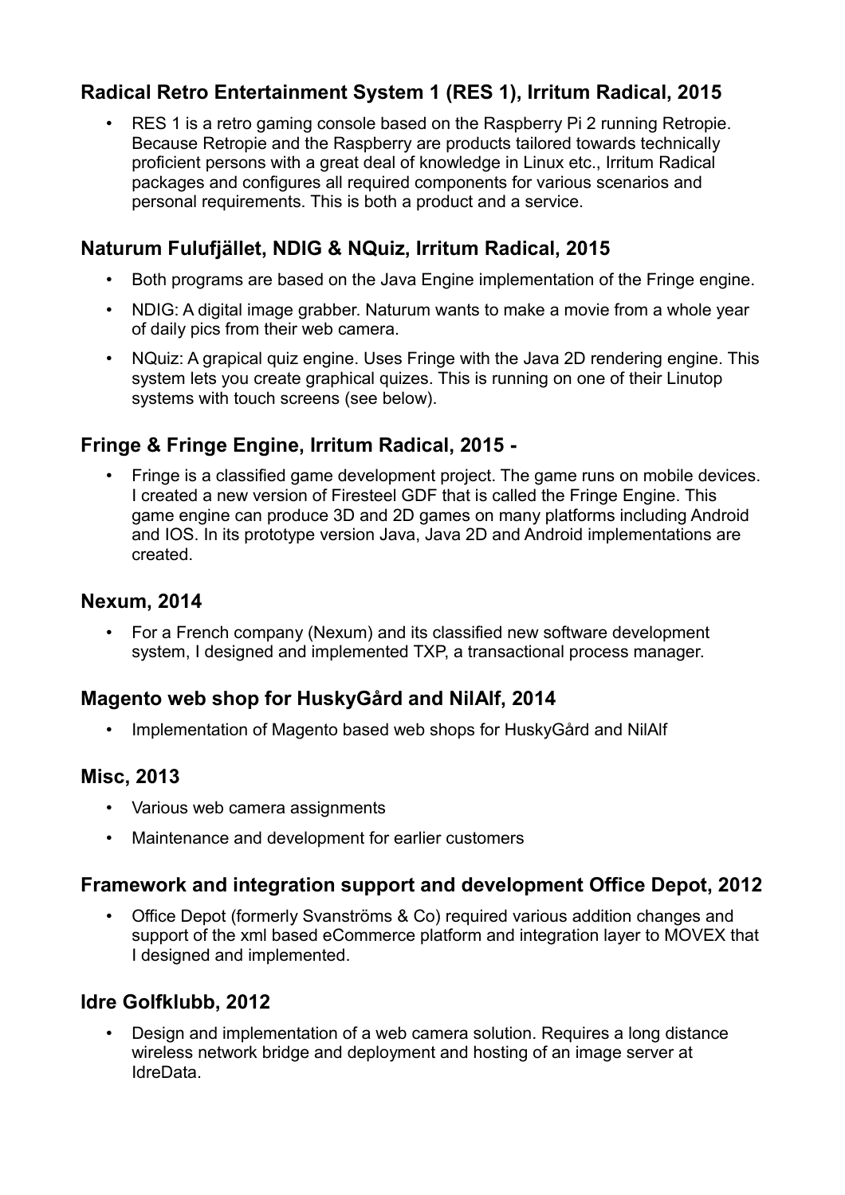### Radical Retro Entertainment System 1 (RES 1), Irritum Radical, 2015

- RES 1 is a retro gaming console based on the Raspberry Pi 2 running Retropie. Because Retropie and the Raspberry are products tailored towards technically proficient persons with a great deal of knowledge in Linux etc., Irritum Radical packages and configures all required components for various scenarios and personal requirements. This is both a product and a service.

### Naturum Fulufjället, NDIG & NQuiz, Irritum Radical, 2015

- Both programs are based on the Java Engine implementation of the Fringe engine.
- NDIG: A digital image grabber. Naturum wants to make a movie from a whole year of daily pics from their web camera.
- NQuiz: A grapical quiz engine. Uses Fringe with the Java 2D rendering engine. This system lets you create graphical quizes. This is running on one of their Linutop systems with touch screens (see below).

### Fringe & Fringe Engine, Irritum Radical, 2015 -

- Fringe is a classified game development project. The game runs on mobile devices. I created a new version of Firesteel GDF that is called the Fringe Engine. This game engine can produce 3D and 2D games on many platforms including Android and IOS. In its prototype version Java, Java 2D and Android implementations are created.

### Nexum, 2014

- For a French company (Nexum) and its classified new software development system, I designed and implemented TXP, a transactional process manager.

### Magento web shop for HuskyGård and NilAlf, 2014

- Implementation of Magento based web shops for HuskyGård and NilAlf

### Misc, 2013

- Various web camera assignments
- Maintenance and development for earlier customers

### Framework and integration support and development Office Depot, 2012

- Office Depot (formerly Svanströms & Co) required various addition changes and support of the xml based eCommerce platform and integration layer to MOVEX that I designed and implemented.

### Idre Golfklubb, 2012

- Design and implementation of a web camera solution. Requires a long distance wireless network bridge and deployment and hosting of an image server at IdreData.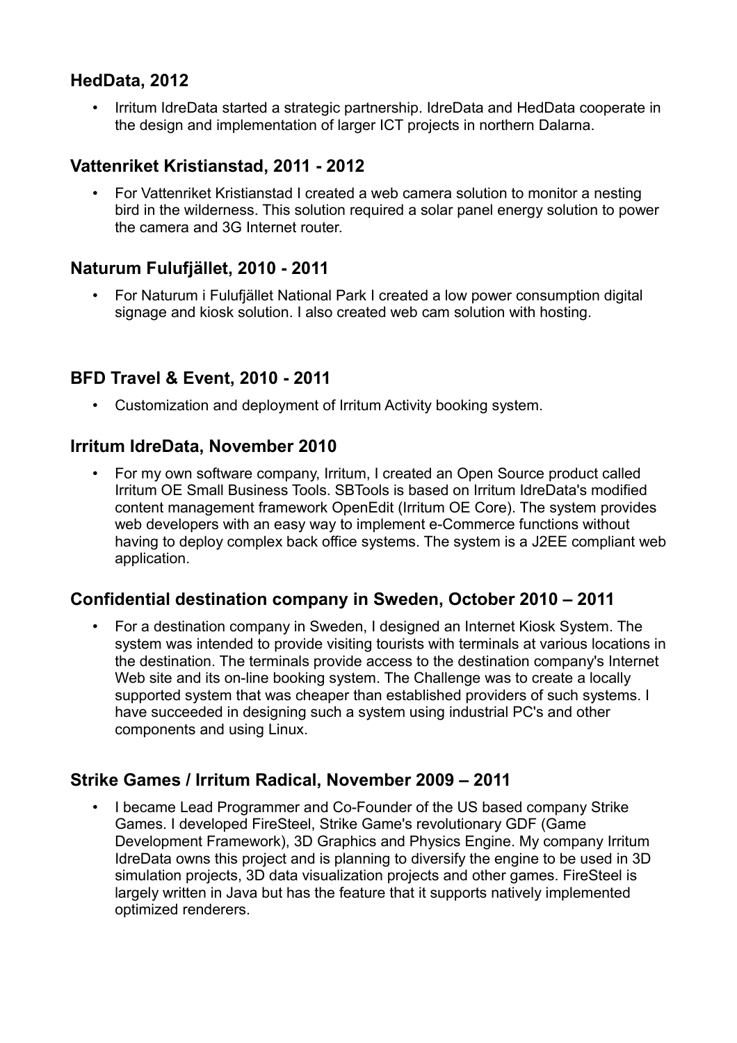### HedData, 2012

- Irritum IdreData started a strategic partnership. IdreData and HedData cooperate in the design and implementation of larger ICT projects in northern Dalarna.

### Vattenriket Kristianstad, 2011 - 2012

- For Vattenriket Kristianstad I created a web camera solution to monitor a nesting bird in the wilderness. This solution required a solar panel energy solution to power the camera and 3G Internet router.

### Naturum Fulufjället, 2010 - 2011

- For Naturum i Fulufjället National Park I created a low power consumption digital signage and kiosk solution. I also created web cam solution with hosting.

### BFD Travel & Event, 2010 - 2011

- Customization and deployment of Irritum Activity booking system.

### Irritum IdreData, November 2010

- For my own software company, Irritum, I created an Open Source product called Irritum OE Small Business Tools. SBTools is based on Irritum IdreData's modified content management framework OpenEdit (Irritum OE Core). The system provides web developers with an easy way to implement e-Commerce functions without having to deploy complex back office systems. The system is a J2EE compliant web application.

### Confidential destination company in Sweden, October 2010 – 2011

- For a destination company in Sweden, I designed an Internet Kiosk System. The system was intended to provide visiting tourists with terminals at various locations in the destination. The terminals provide access to the destination company's Internet Web site and its on-line booking system. The Challenge was to create a locally supported system that was cheaper than established providers of such systems. I have succeeded in designing such a system using industrial PC's and other components and using Linux.

### Strike Games / Irritum Radical, November 2009 – 2011

- I became Lead Programmer and Co-Founder of the US based company Strike Games. I developed FireSteel, Strike Game's revolutionary GDF (Game Development Framework), 3D Graphics and Physics Engine. My company Irritum IdreData owns this project and is planning to diversify the engine to be used in 3D simulation projects, 3D data visualization projects and other games. FireSteel is largely written in Java but has the feature that it supports natively implemented optimized renderers.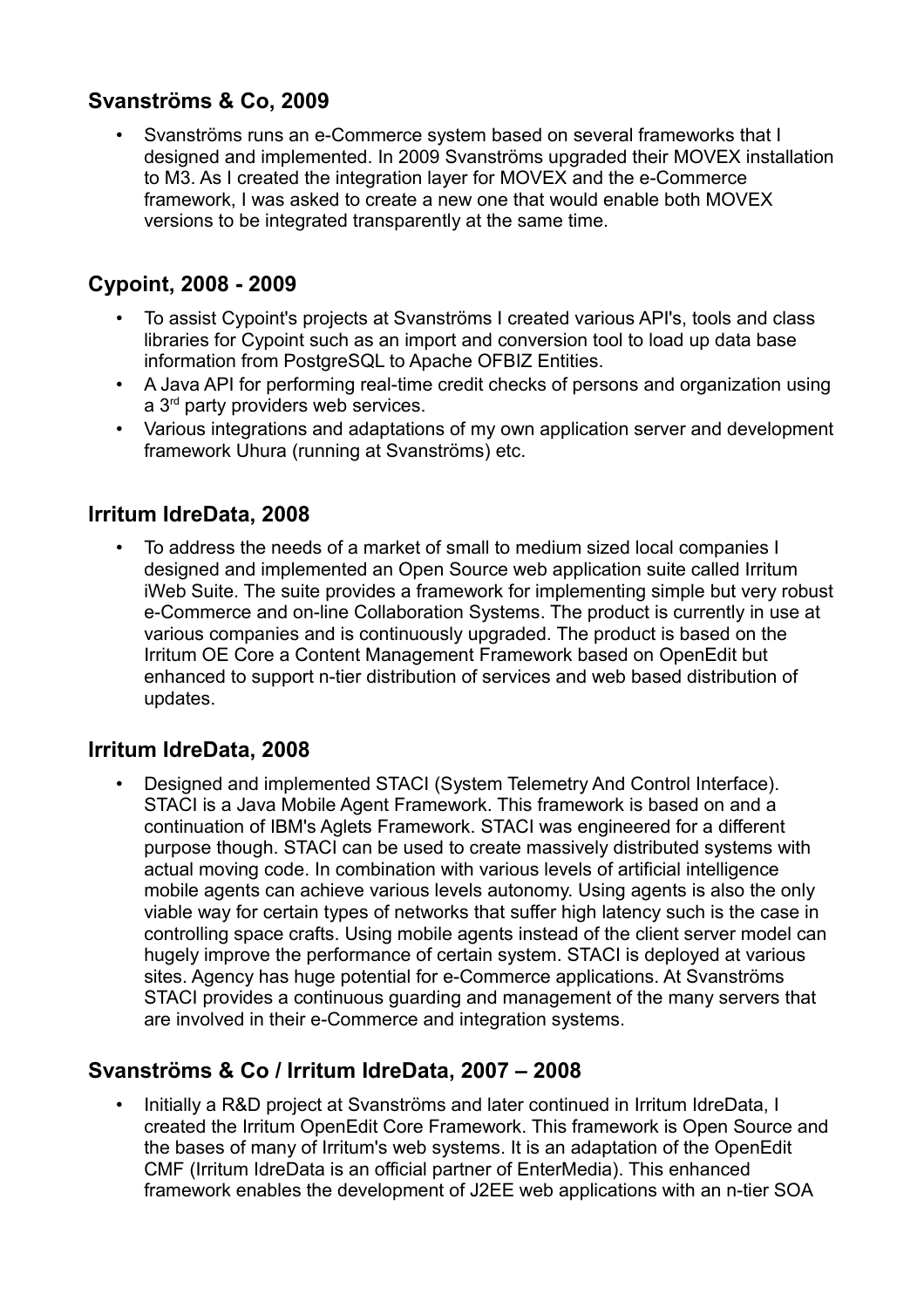## Svanströms & Co, 2009

- Svanströms runs an e-Commerce system based on several frameworks that I designed and implemented. In 2009 Svanströms upgraded their MOVEX installation to M3. As I created the integration layer for MOVEX and the e-Commerce framework, I was asked to create a new one that would enable both MOVEX versions to be integrated transparently at the same time.

## Cypoint, 2008 - 2009

- To assist Cypoint's projects at Svanströms I created various API's, tools and class libraries for Cypoint such as an import and conversion tool to load up data base information from PostgreSQL to Apache OFBIZ Entities.
- A Java API for performing real-time credit checks of persons and organization using a 3rd party providers web services.
- Various integrations and adaptations of my own application server and development framework Uhura (running at Svanströms) etc.

## Irritum IdreData, 2008

- To address the needs of a market of small to medium sized local companies I designed and implemented an Open Source web application suite called Irritum iWeb Suite. The suite provides a framework for implementing simple but very robust e-Commerce and on-line Collaboration Systems. The product is currently in use at various companies and is continuously upgraded. The product is based on the Irritum OE Core a Content Management Framework based on OpenEdit but enhanced to support n-tier distribution of services and web based distribution of updates.

## Irritum IdreData, 2008

- Designed and implemented STACI (System Telemetry And Control Interface). STACI is a Java Mobile Agent Framework. This framework is based on and a continuation of IBM's Aglets Framework. STACI was engineered for a different purpose though. STACI can be used to create massively distributed systems with actual moving code. In combination with various levels of artificial intelligence mobile agents can achieve various levels autonomy. Using agents is also the only viable way for certain types of networks that suffer high latency such is the case in controlling space crafts. Using mobile agents instead of the client server model can hugely improve the performance of certain system. STACI is deployed at various sites. Agency has huge potential for e-Commerce applications. At Svanströms STACI provides a continuous guarding and management of the many servers that are involved in their e-Commerce and integration systems.

## Svanströms & Co / Irritum IdreData, 2007 – 2008

- Initially a R&D project at Svanströms and later continued in Irritum IdreData, I created the Irritum OpenEdit Core Framework. This framework is Open Source and the bases of many of Irritum's web systems. It is an adaptation of the OpenEdit CMF (Irritum IdreData is an official partner of EnterMedia). This enhanced framework enables the development of J2EE web applications with an n-tier SOA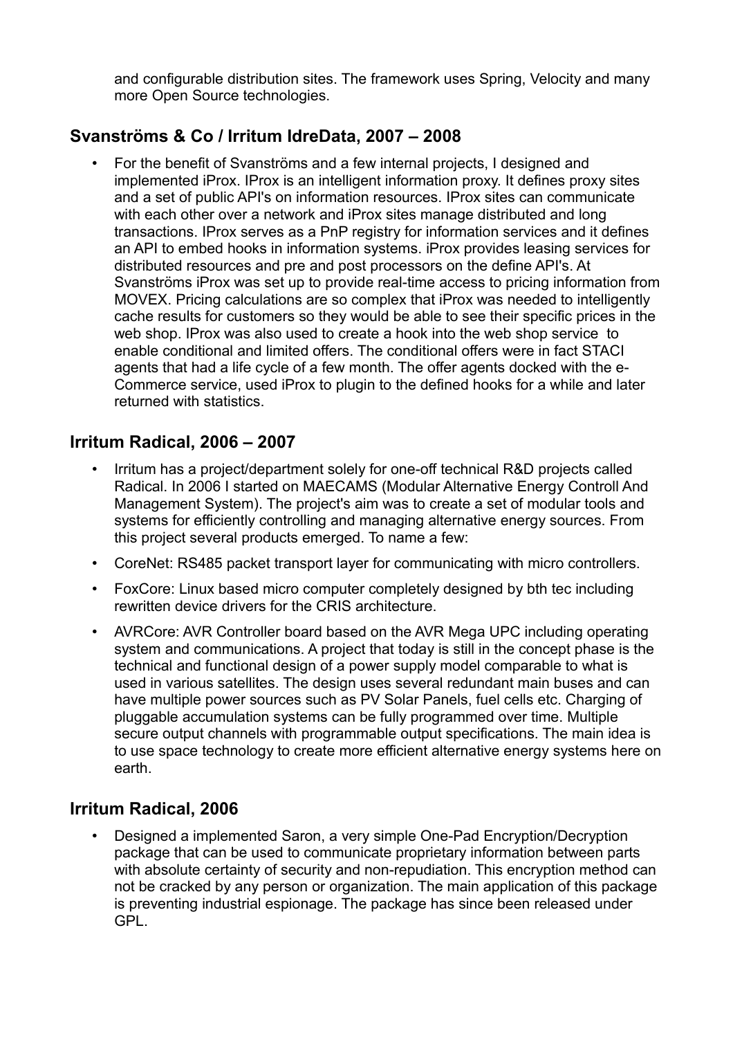and configurable distribution sites. The framework uses Spring, Velocity and many more Open Source technologies.

## Svanströms & Co / Irritum IdreData, 2007 – 2008

- For the benefit of Svanströms and a few internal projects, I designed and implemented iProx. IProx is an intelligent information proxy. It defines proxy sites and a set of public API's on information resources. IProx sites can communicate with each other over a network and iProx sites manage distributed and long transactions. IProx serves as a PnP registry for information services and it defines an API to embed hooks in information systems. iProx provides leasing services for distributed resources and pre and post processors on the define API's. At Svanströms iProx was set up to provide real-time access to pricing information from MOVEX. Pricing calculations are so complex that iProx was needed to intelligently cache results for customers so they would be able to see their specific prices in the web shop. IProx was also used to create a hook into the web shop service to enable conditional and limited offers. The conditional offers were in fact STACI agents that had a life cycle of a few month. The offer agents docked with the e-Commerce service, used iProx to plugin to the defined hooks for a while and later returned with statistics.

## Irritum Radical, 2006 – 2007

- Irritum has a project/department solely for one-off technical R&D projects called Radical. In 2006 I started on MAECAMS (Modular Alternative Energy Controll And Management System). The project's aim was to create a set of modular tools and systems for efficiently controlling and managing alternative energy sources. From this project several products emerged. To name a few:
- CoreNet: RS485 packet transport layer for communicating with micro controllers.
- FoxCore: Linux based micro computer completely designed by bth tec including rewritten device drivers for the CRIS architecture.
- AVRCore: AVR Controller board based on the AVR Mega UPC including operating system and communications. A project that today is still in the concept phase is the technical and functional design of a power supply model comparable to what is used in various satellites. The design uses several redundant main buses and can have multiple power sources such as PV Solar Panels, fuel cells etc. Charging of pluggable accumulation systems can be fully programmed over time. Multiple secure output channels with programmable output specifications. The main idea is to use space technology to create more efficient alternative energy systems here on earth.

## Irritum Radical, 2006

- Designed a implemented Saron, a very simple One-Pad Encryption/Decryption package that can be used to communicate proprietary information between parts with absolute certainty of security and non-repudiation. This encryption method can not be cracked by any person or organization. The main application of this package is preventing industrial espionage. The package has since been released under GPL.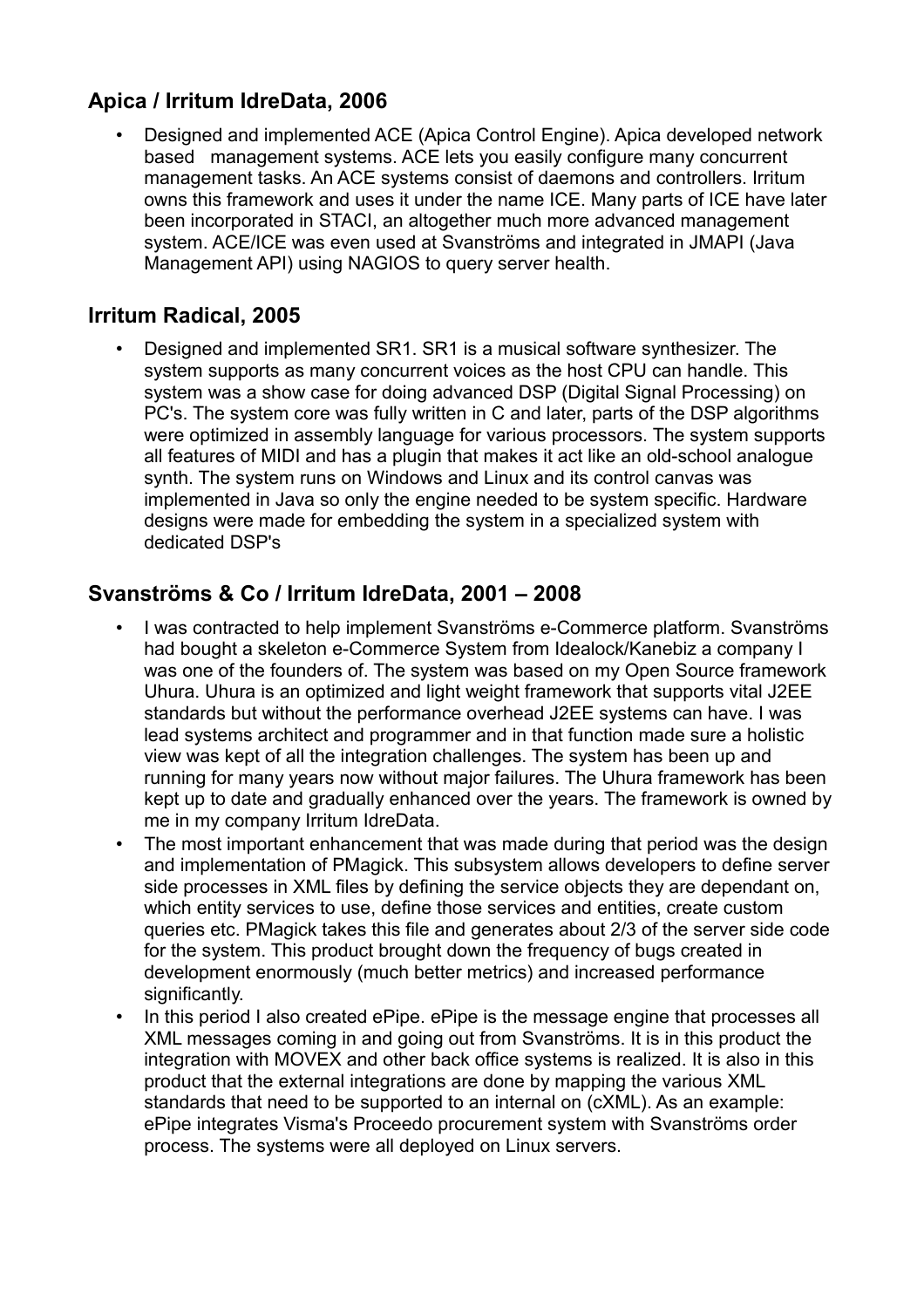## Apica / Irritum IdreData, 2006

- Designed and implemented ACE (Apica Control Engine). Apica developed network based management systems. ACE lets you easily configure many concurrent management tasks. An ACE systems consist of daemons and controllers. Irritum owns this framework and uses it under the name ICE. Many parts of ICE have later been incorporated in STACI, an altogether much more advanced management system. ACE/ICE was even used at Svanströms and integrated in JMAPI (Java Management API) using NAGIOS to query server health.

## Irritum Radical, 2005

- Designed and implemented SR1. SR1 is a musical software synthesizer. The system supports as many concurrent voices as the host CPU can handle. This system was a show case for doing advanced DSP (Digital Signal Processing) on PC's. The system core was fully written in C and later, parts of the DSP algorithms were optimized in assembly language for various processors. The system supports all features of MIDI and has a plugin that makes it act like an old-school analogue synth. The system runs on Windows and Linux and its control canvas was implemented in Java so only the engine needed to be system specific. Hardware designs were made for embedding the system in a specialized system with dedicated DSP's

## Svanströms & Co / Irritum IdreData, 2001 – 2008

- I was contracted to help implement Svanströms e-Commerce platform. Svanströms had bought a skeleton e-Commerce System from Idealock/Kanebiz a company I was one of the founders of. The system was based on my Open Source framework Uhura. Uhura is an optimized and light weight framework that supports vital J2EE standards but without the performance overhead J2EE systems can have. I was lead systems architect and programmer and in that function made sure a holistic view was kept of all the integration challenges. The system has been up and running for many years now without major failures. The Uhura framework has been kept up to date and gradually enhanced over the years. The framework is owned by me in my company Irritum IdreData.
- The most important enhancement that was made during that period was the design and implementation of PMagick. This subsystem allows developers to define server side processes in XML files by defining the service objects they are dependant on, which entity services to use, define those services and entities, create custom queries etc. PMagick takes this file and generates about 2/3 of the server side code for the system. This product brought down the frequency of bugs created in development enormously (much better metrics) and increased performance significantly.
- In this period I also created ePipe. ePipe is the message engine that processes all XML messages coming in and going out from Svanströms. It is in this product the integration with MOVEX and other back office systems is realized. It is also in this product that the external integrations are done by mapping the various XML standards that need to be supported to an internal on (cXML). As an example: ePipe integrates Visma's Proceedo procurement system with Svanströms order process. The systems were all deployed on Linux servers.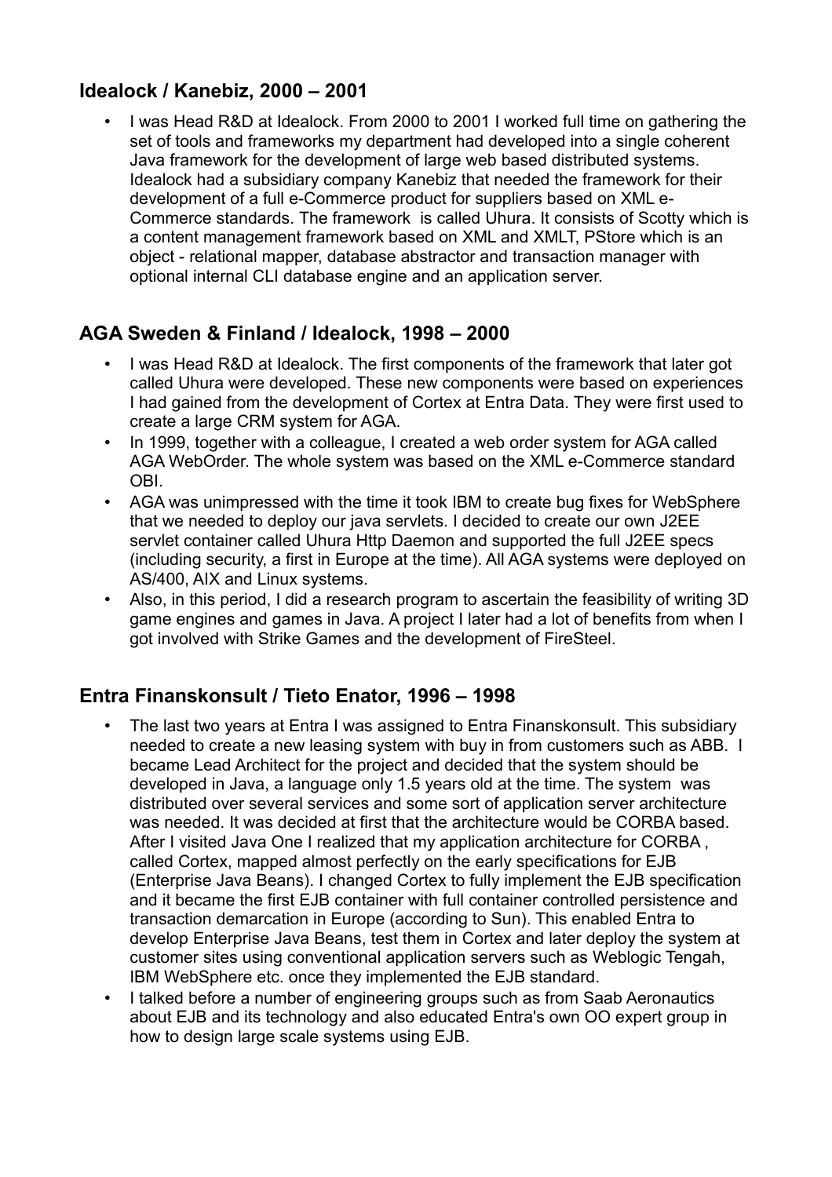## Idealock / Kanebiz, 2000 – 2001

- I was Head R&D at Idealock. From 2000 to 2001 I worked full time on gathering the set of tools and frameworks my department had developed into a single coherent Java framework for the development of large web based distributed systems. Idealock had a subsidiary company Kanebiz that needed the framework for their development of a full e-Commerce product for suppliers based on XML e-Commerce standards. The framework is called Uhura. It consists of Scotty which is a content management framework based on XML and XMLT, PStore which is an object - relational mapper, database abstractor and transaction manager with optional internal CLI database engine and an application server.

## AGA Sweden & Finland / Idealock, 1998 – 2000

- I was Head R&D at Idealock. The first components of the framework that later got called Uhura were developed. These new components were based on experiences I had gained from the development of Cortex at Entra Data. They were first used to create a large CRM system for AGA.
- In 1999, together with a colleague, I created a web order system for AGA called AGA WebOrder. The whole system was based on the XML e-Commerce standard OBI.
- AGA was unimpressed with the time it took IBM to create bug fixes for WebSphere that we needed to deploy our java servlets. I decided to create our own J2EE servlet container called Uhura Http Daemon and supported the full J2EE specs (including security, a first in Europe at the time). All AGA systems were deployed on AS/400, AIX and Linux systems.
- Also, in this period, I did a research program to ascertain the feasibility of writing 3D game engines and games in Java. A project I later had a lot of benefits from when I got involved with Strike Games and the development of FireSteel.

## Entra Finanskonsult / Tieto Enator, 1996 – 1998

- The last two years at Entra I was assigned to Entra Finanskonsult. This subsidiary needed to create a new leasing system with buy in from customers such as ABB. I became Lead Architect for the project and decided that the system should be developed in Java, a language only 1.5 years old at the time. The system was distributed over several services and some sort of application server architecture was needed. It was decided at first that the architecture would be CORBA based. After I visited Java One I realized that my application architecture for CORBA , called Cortex, mapped almost perfectly on the early specifications for EJB (Enterprise Java Beans). I changed Cortex to fully implement the EJB specification and it became the first EJB container with full container controlled persistence and transaction demarcation in Europe (according to Sun). This enabled Entra to develop Enterprise Java Beans, test them in Cortex and later deploy the system at customer sites using conventional application servers such as Weblogic Tengah, IBM WebSphere etc. once they implemented the EJB standard.
- I talked before a number of engineering groups such as from Saab Aeronautics about EJB and its technology and also educated Entra's own OO expert group in how to design large scale systems using EJB.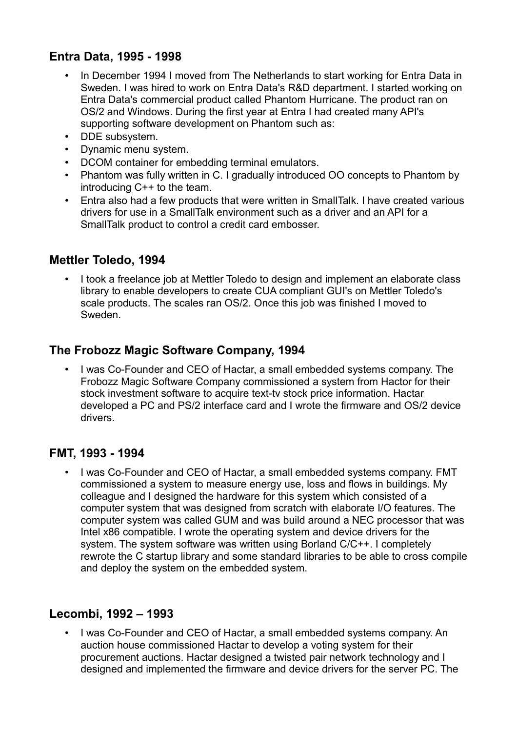## Entra Data, 1995 - 1998

- In December 1994 I moved from The Netherlands to start working for Entra Data in Sweden. I was hired to work on Entra Data's R&D department. I started working on Entra Data's commercial product called Phantom Hurricane. The product ran on OS/2 and Windows. During the first year at Entra I had created many API's supporting software development on Phantom such as:
- DDE subsystem.
- Dynamic menu system.
- DCOM container for embedding terminal emulators.
- Phantom was fully written in C. I gradually introduced OO concepts to Phantom by introducing C++ to the team.
- Entra also had a few products that were written in SmallTalk. I have created various drivers for use in a SmallTalk environment such as a driver and an API for a SmallTalk product to control a credit card embosser.

## Mettler Toledo, 1994

- I took a freelance job at Mettler Toledo to design and implement an elaborate class library to enable developers to create CUA compliant GUI's on Mettler Toledo's scale products. The scales ran OS/2. Once this job was finished I moved to Sweden.

## The Frobozz Magic Software Company, 1994

- I was Co-Founder and CEO of Hactar, a small embedded systems company. The Frobozz Magic Software Company commissioned a system from Hactor for their stock investment software to acquire text-tv stock price information. Hactar developed a PC and PS/2 interface card and I wrote the firmware and OS/2 device drivers.

## FMT, 1993 - 1994

- I was Co-Founder and CEO of Hactar, a small embedded systems company. FMT commissioned a system to measure energy use, loss and flows in buildings. My colleague and I designed the hardware for this system which consisted of a computer system that was designed from scratch with elaborate I/O features. The computer system was called GUM and was build around a NEC processor that was Intel x86 compatible. I wrote the operating system and device drivers for the system. The system software was written using Borland C/C++. I completely rewrote the C startup library and some standard libraries to be able to cross compile and deploy the system on the embedded system.

## Lecombi, 1992 – 1993

- I was Co-Founder and CEO of Hactar, a small embedded systems company. An auction house commissioned Hactar to develop a voting system for their procurement auctions. Hactar designed a twisted pair network technology and I designed and implemented the firmware and device drivers for the server PC. The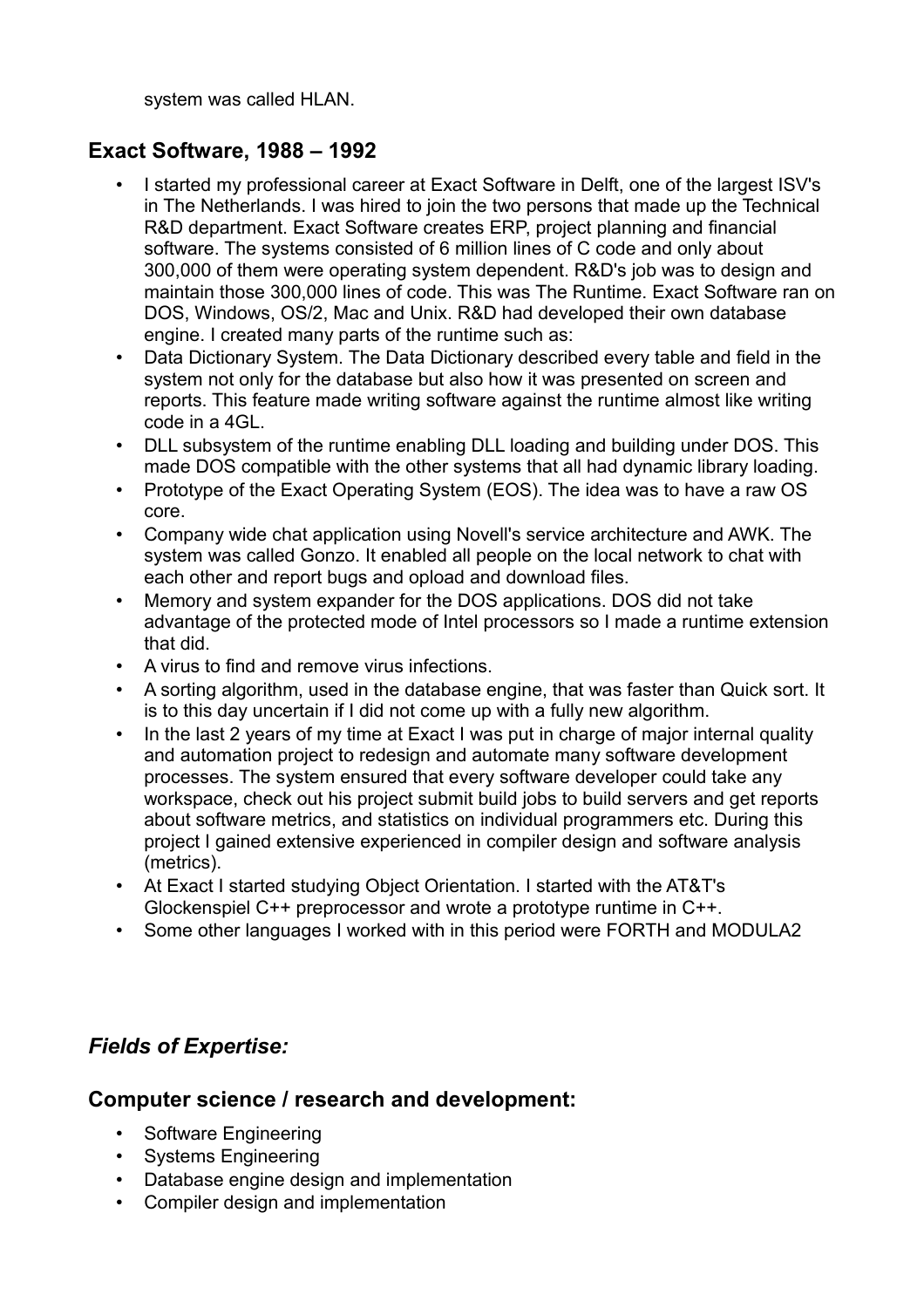system was called HLAN.

## Exact Software, 1988 – 1992

- I started my professional career at Exact Software in Delft, one of the largest ISV's in The Netherlands. I was hired to join the two persons that made up the Technical R&D department. Exact Software creates ERP, project planning and financial software. The systems consisted of 6 million lines of C code and only about 300,000 of them were operating system dependent. R&D's job was to design and maintain those 300,000 lines of code. This was The Runtime. Exact Software ran on DOS, Windows, OS/2, Mac and Unix. R&D had developed their own database engine. I created many parts of the runtime such as:
- Data Dictionary System. The Data Dictionary described every table and field in the system not only for the database but also how it was presented on screen and reports. This feature made writing software against the runtime almost like writing code in a 4GL.
- DLL subsystem of the runtime enabling DLL loading and building under DOS. This made DOS compatible with the other systems that all had dynamic library loading.
- Prototype of the Exact Operating System (EOS). The idea was to have a raw OS core.
- Company wide chat application using Novell's service architecture and AWK. The system was called Gonzo. It enabled all people on the local network to chat with each other and report bugs and opload and download files.
- Memory and system expander for the DOS applications. DOS did not take advantage of the protected mode of Intel processors so I made a runtime extension that did.
- A virus to find and remove virus infections.
- A sorting algorithm, used in the database engine, that was faster than Quick sort. It is to this day uncertain if I did not come up with a fully new algorithm.
- In the last 2 years of my time at Exact I was put in charge of major internal quality and automation project to redesign and automate many software development processes. The system ensured that every software developer could take any workspace, check out his project submit build jobs to build servers and get reports about software metrics, and statistics on individual programmers etc. During this project I gained extensive experienced in compiler design and software analysis (metrics).
- At Exact I started studying Object Orientation. I started with the AT&T's Glockenspiel C++ preprocessor and wrote a prototype runtime in C++.
- Some other languages I worked with in this period were FORTH and MODULA2

## *Fields of Expertise:*

## Computer science / research and development:

- Software Engineering
- Systems Engineering
- Database engine design and implementation
- Compiler design and implementation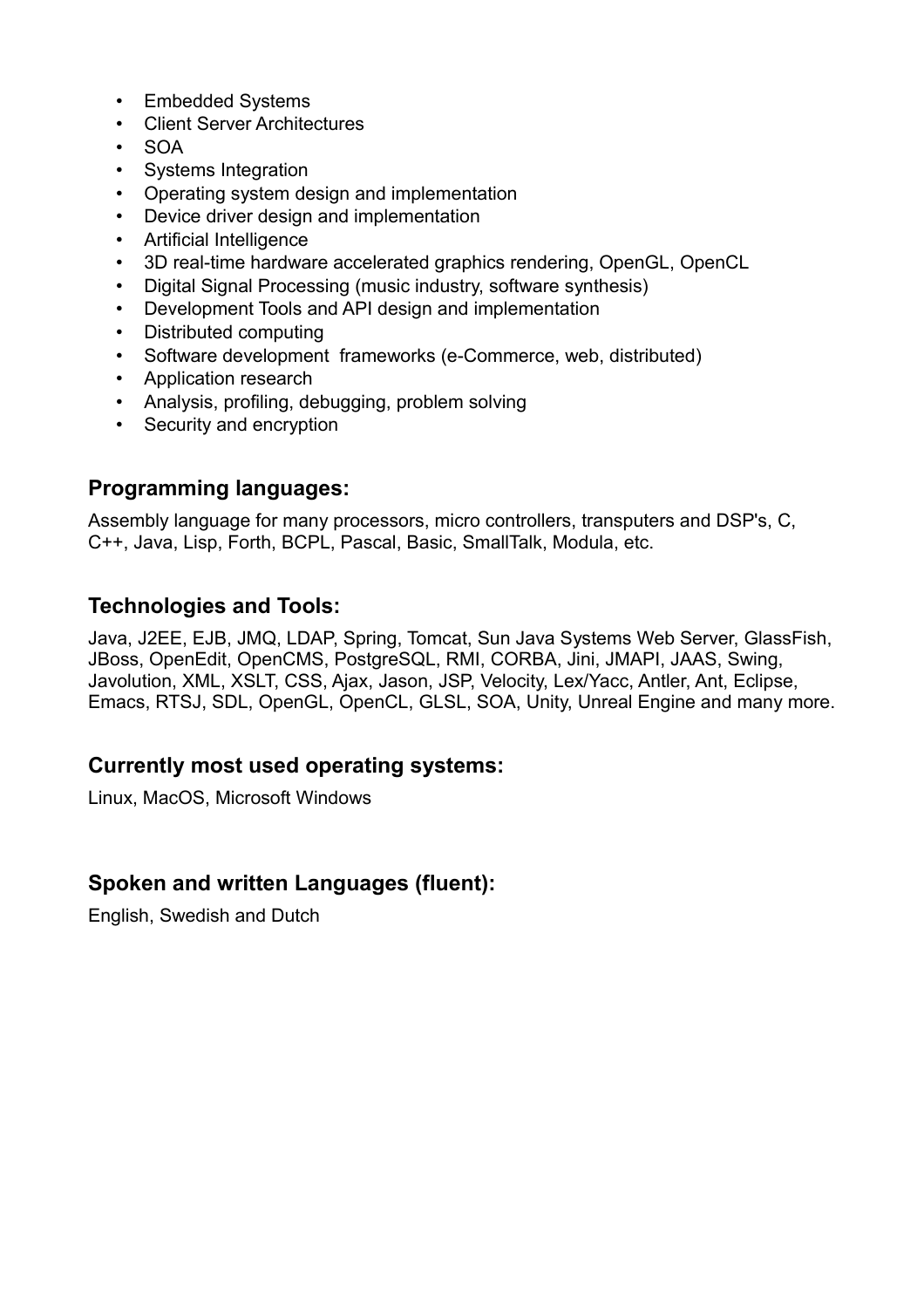- Embedded Systems
- Client Server Architectures
- SOA
- Systems Integration
- Operating system design and implementation
- Device driver design and implementation
- Artificial Intelligence
- 3D real-time hardware accelerated graphics rendering, OpenGL, OpenCL
- Digital Signal Processing (music industry, software synthesis)
- Development Tools and API design and implementation
- Distributed computing
- Software development frameworks (e-Commerce, web, distributed)
- Application research
- Analysis, profiling, debugging, problem solving
- Security and encryption

## Programming languages:

Assembly language for many processors, micro controllers, transputers and DSP's, C, C++, Java, Lisp, Forth, BCPL, Pascal, Basic, SmallTalk, Modula, etc.

## Technologies and Tools:

Java, J2EE, EJB, JMQ, LDAP, Spring, Tomcat, Sun Java Systems Web Server, GlassFish, JBoss, OpenEdit, OpenCMS, PostgreSQL, RMI, CORBA, Jini, JMAPI, JAAS, Swing, Javolution, XML, XSLT, CSS, Ajax, Jason, JSP, Velocity, Lex/Yacc, Antler, Ant, Eclipse, Emacs, RTSJ, SDL, OpenGL, OpenCL, GLSL, SOA, Unity, Unreal Engine and many more.

## Currently most used operating systems:

Linux, MacOS, Microsoft Windows

## Spoken and written Languages (fluent):

English, Swedish and Dutch